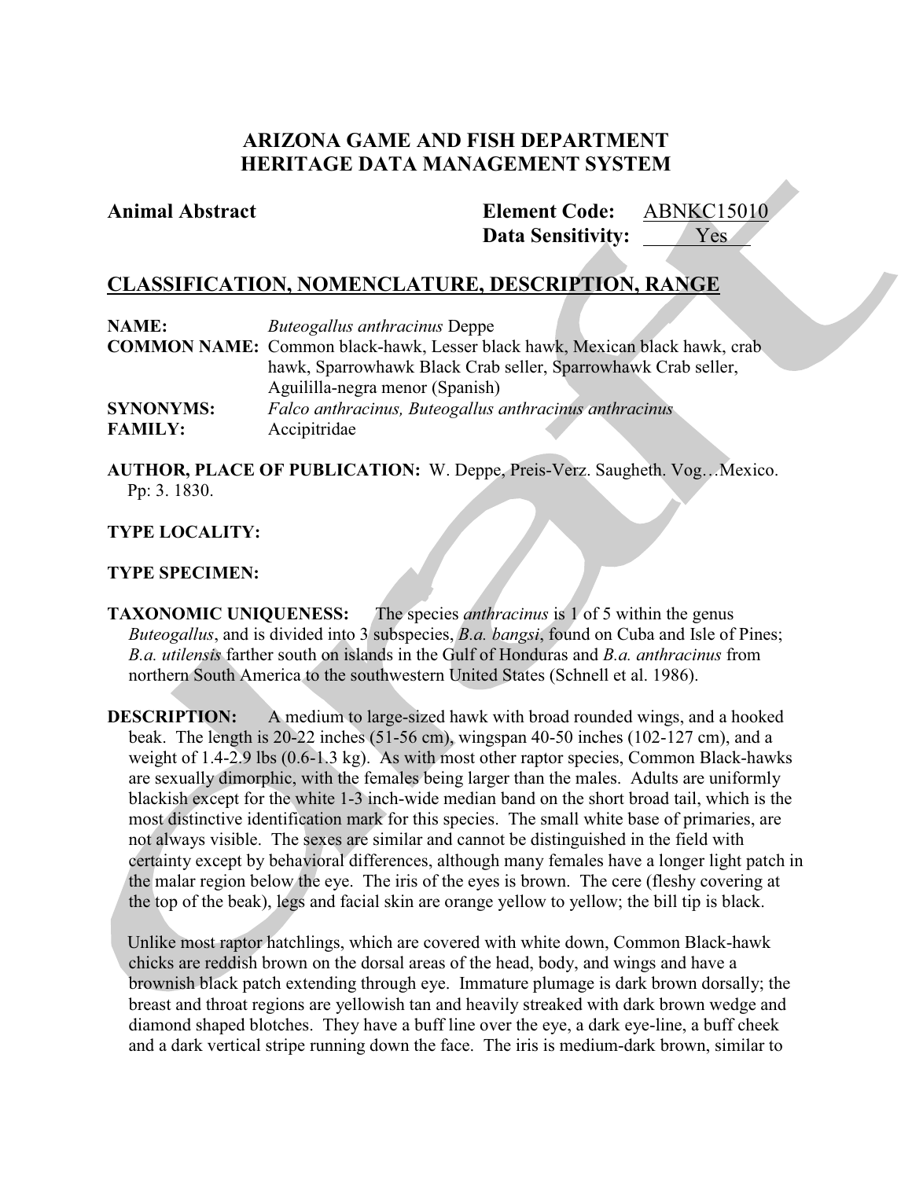# ARIZONA GAME AND FISH DEPARTMENT
# HERITAGE DATA MANAGEMENT SYSTEM

**Animal Abstract**

**Element Code:** ABNKC15010
**Data Sensitivity:** Yes

## CLASSIFICATION, NOMENCLATURE, DESCRIPTION, RANGE

**NAME:** *Buteogallus anthracinus* Deppe
**COMMON NAME:** Common black-hawk, Lesser black hawk, Mexican black hawk, crab hawk, Sparrowhawk Black Crab seller, Sparrowhawk Crab seller, Aguililla-negra menor (Spanish)
**SYNONYMS:** *Falco anthracinus, Buteogallus anthracinus anthracinus*
**FAMILY:** Accipitridae

**AUTHOR, PLACE OF PUBLICATION:** W. Deppe, Preis-Verz. Saugheth. Vog…Mexico. Pp: 3. 1830.

**TYPE LOCALITY:**

**TYPE SPECIMEN:**

**TAXONOMIC UNIQUENESS:** The species *anthracinus* is 1 of 5 within the genus *Buteogallus*, and is divided into 3 subspecies, *B.a. bangsi*, found on Cuba and Isle of Pines; *B.a. utilensis* farther south on islands in the Gulf of Honduras and *B.a. anthracinus* from northern South America to the southwestern United States (Schnell et al. 1986).

**DESCRIPTION:** A medium to large-sized hawk with broad rounded wings, and a hooked beak. The length is 20-22 inches (51-56 cm), wingspan 40-50 inches (102-127 cm), and a weight of 1.4-2.9 lbs (0.6-1.3 kg). As with most other raptor species, Common Black-hawks are sexually dimorphic, with the females being larger than the males. Adults are uniformly blackish except for the white 1-3 inch-wide median band on the short broad tail, which is the most distinctive identification mark for this species. The small white base of primaries, are not always visible. The sexes are similar and cannot be distinguished in the field with certainty except by behavioral differences, although many females have a longer light patch in the malar region below the eye. The iris of the eyes is brown. The cere (fleshy covering at the top of the beak), legs and facial skin are orange yellow to yellow; the bill tip is black.

Unlike most raptor hatchlings, which are covered with white down, Common Black-hawk chicks are reddish brown on the dorsal areas of the head, body, and wings and have a brownish black patch extending through eye. Immature plumage is dark brown dorsally; the breast and throat regions are yellowish tan and heavily streaked with dark brown wedge and diamond shaped blotches. They have a buff line over the eye, a dark eye-line, a buff cheek and a dark vertical stripe running down the face. The iris is medium-dark brown, similar to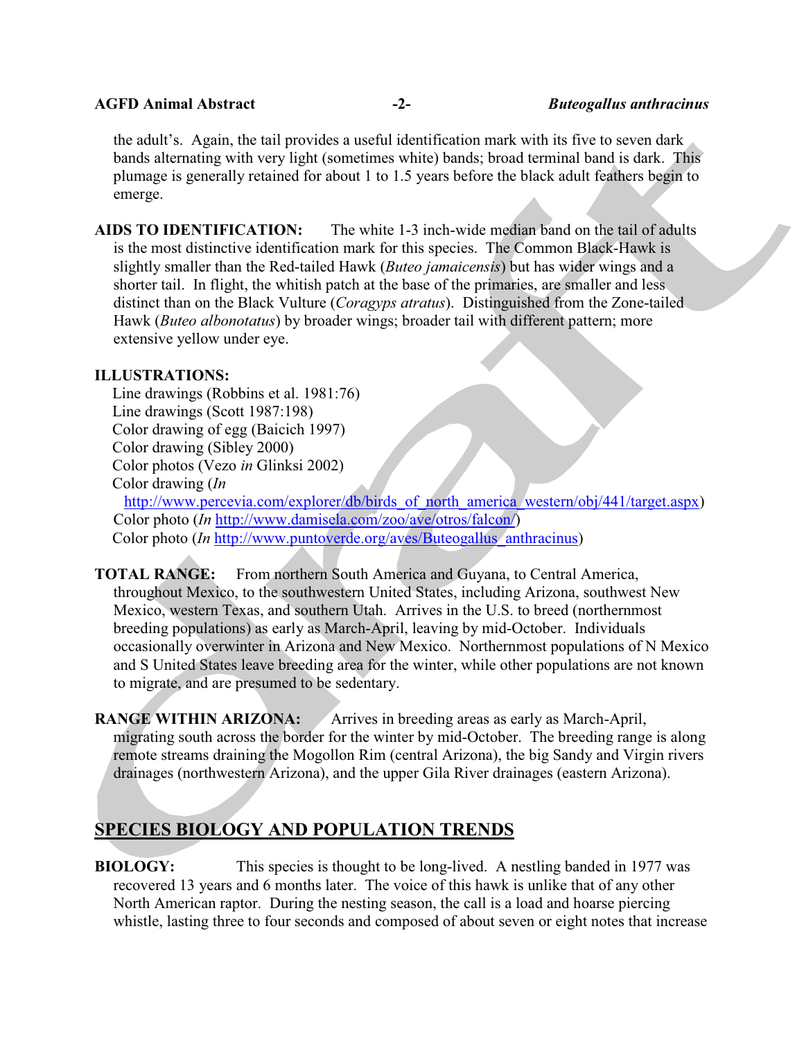the adult's. Again, the tail provides a useful identification mark with its five to seven dark bands alternating with very light (sometimes white) bands; broad terminal band is dark. This plumage is generally retained for about 1 to 1.5 years before the black adult feathers begin to emerge.

**AIDS TO IDENTIFICATION:** The white 1-3 inch-wide median band on the tail of adults is the most distinctive identification mark for this species. The Common Black-Hawk is slightly smaller than the Red-tailed Hawk (*Buteo jamaicensis*) but has wider wings and a shorter tail. In flight, the whitish patch at the base of the primaries, are smaller and less distinct than on the Black Vulture (*Coragyps atratus*). Distinguished from the Zone-tailed Hawk (*Buteo albonotatus*) by broader wings; broader tail with different pattern; more extensive yellow under eye.

**ILLUSTRATIONS:**

Line drawings (Robbins et al. 1981:76)
Line drawings (Scott 1987:198)
Color drawing of egg (Baicich 1997)
Color drawing (Sibley 2000)
Color photos (Vezo *in* Glinksi 2002)
Color drawing (*In* http://www.percevia.com/explorer/db/birds_of_north_america_western/obj/441/target.aspx)
Color photo (*In* http://www.damisela.com/zoo/ave/otros/falcon/)
Color photo (*In* http://www.puntoverde.org/aves/Buteogallus_anthracinus)

**TOTAL RANGE:** From northern South America and Guyana, to Central America, throughout Mexico, to the southwestern United States, including Arizona, southwest New Mexico, western Texas, and southern Utah. Arrives in the U.S. to breed (northernmost breeding populations) as early as March-April, leaving by mid-October. Individuals occasionally overwinter in Arizona and New Mexico. Northernmost populations of N Mexico and S United States leave breeding area for the winter, while other populations are not known to migrate, and are presumed to be sedentary.

**RANGE WITHIN ARIZONA:** Arrives in breeding areas as early as March-April, migrating south across the border for the winter by mid-October. The breeding range is along remote streams draining the Mogollon Rim (central Arizona), the big Sandy and Virgin rivers drainages (northwestern Arizona), and the upper Gila River drainages (eastern Arizona).

## SPECIES BIOLOGY AND POPULATION TRENDS

**BIOLOGY:** This species is thought to be long-lived. A nestling banded in 1977 was recovered 13 years and 6 months later. The voice of this hawk is unlike that of any other North American raptor. During the nesting season, the call is a load and hoarse piercing whistle, lasting three to four seconds and composed of about seven or eight notes that increase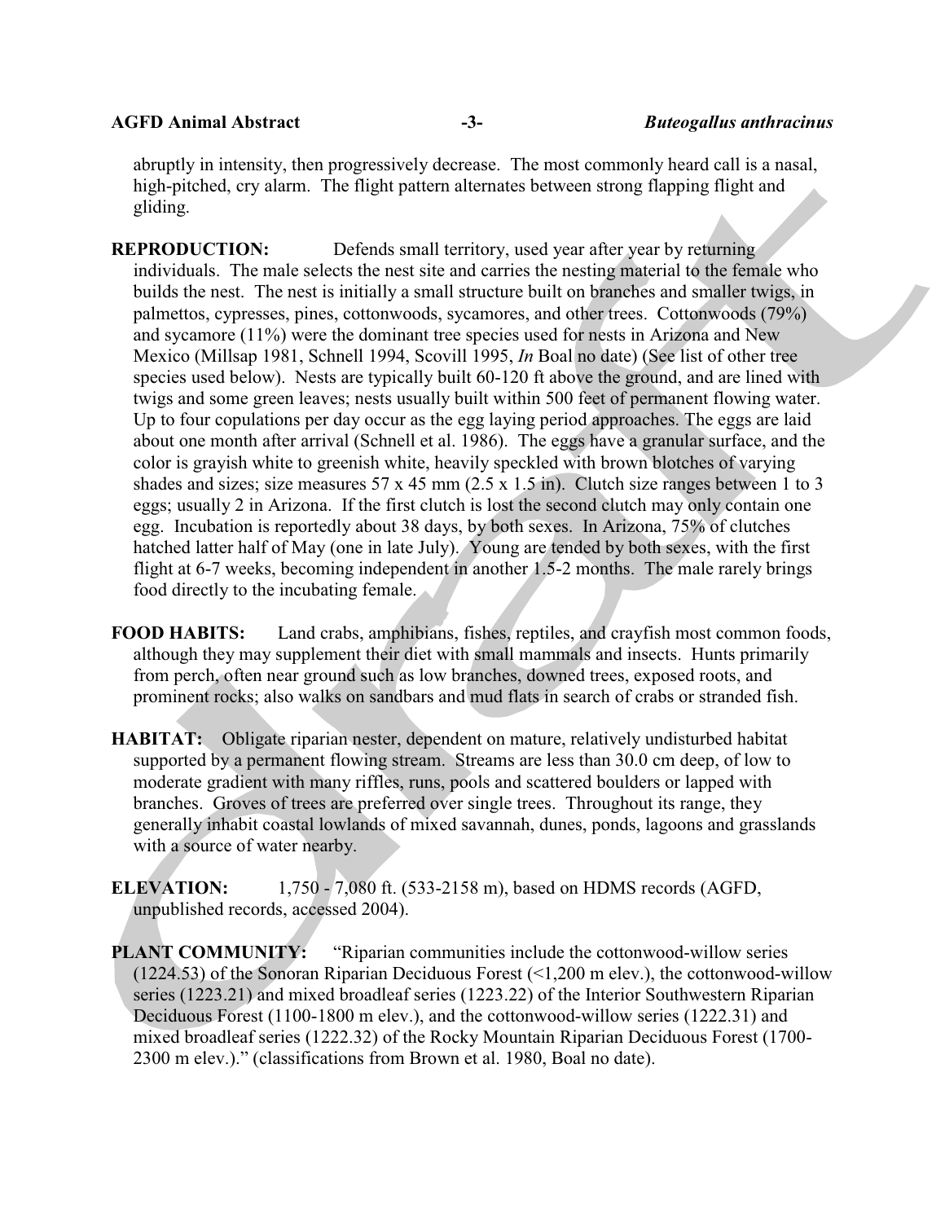abruptly in intensity, then progressively decrease. The most commonly heard call is a nasal, high-pitched, cry alarm. The flight pattern alternates between strong flapping flight and gliding.

**REPRODUCTION:** Defends small territory, used year after year by returning individuals. The male selects the nest site and carries the nesting material to the female who builds the nest. The nest is initially a small structure built on branches and smaller twigs, in palmettos, cypresses, pines, cottonwoods, sycamores, and other trees. Cottonwoods (79%) and sycamore (11%) were the dominant tree species used for nests in Arizona and New Mexico (Millsap 1981, Schnell 1994, Scovill 1995, *In* Boal no date) (See list of other tree species used below). Nests are typically built 60-120 ft above the ground, and are lined with twigs and some green leaves; nests usually built within 500 feet of permanent flowing water. Up to four copulations per day occur as the egg laying period approaches. The eggs are laid about one month after arrival (Schnell et al. 1986). The eggs have a granular surface, and the color is grayish white to greenish white, heavily speckled with brown blotches of varying shades and sizes; size measures 57 x 45 mm (2.5 x 1.5 in). Clutch size ranges between 1 to 3 eggs; usually 2 in Arizona. If the first clutch is lost the second clutch may only contain one egg. Incubation is reportedly about 38 days, by both sexes. In Arizona, 75% of clutches hatched latter half of May (one in late July). Young are tended by both sexes, with the first flight at 6-7 weeks, becoming independent in another 1.5-2 months. The male rarely brings food directly to the incubating female.

**FOOD HABITS:** Land crabs, amphibians, fishes, reptiles, and crayfish most common foods, although they may supplement their diet with small mammals and insects. Hunts primarily from perch, often near ground such as low branches, downed trees, exposed roots, and prominent rocks; also walks on sandbars and mud flats in search of crabs or stranded fish.

**HABITAT:** Obligate riparian nester, dependent on mature, relatively undisturbed habitat supported by a permanent flowing stream. Streams are less than 30.0 cm deep, of low to moderate gradient with many riffles, runs, pools and scattered boulders or lapped with branches. Groves of trees are preferred over single trees. Throughout its range, they generally inhabit coastal lowlands of mixed savannah, dunes, ponds, lagoons and grasslands with a source of water nearby.

**ELEVATION:** 1,750 - 7,080 ft. (533-2158 m), based on HDMS records (AGFD, unpublished records, accessed 2004).

**PLANT COMMUNITY:** "Riparian communities include the cottonwood-willow series (1224.53) of the Sonoran Riparian Deciduous Forest (<1,200 m elev.), the cottonwood-willow series (1223.21) and mixed broadleaf series (1223.22) of the Interior Southwestern Riparian Deciduous Forest (1100-1800 m elev.), and the cottonwood-willow series (1222.31) and mixed broadleaf series (1222.32) of the Rocky Mountain Riparian Deciduous Forest (1700-2300 m elev.)." (classifications from Brown et al. 1980, Boal no date).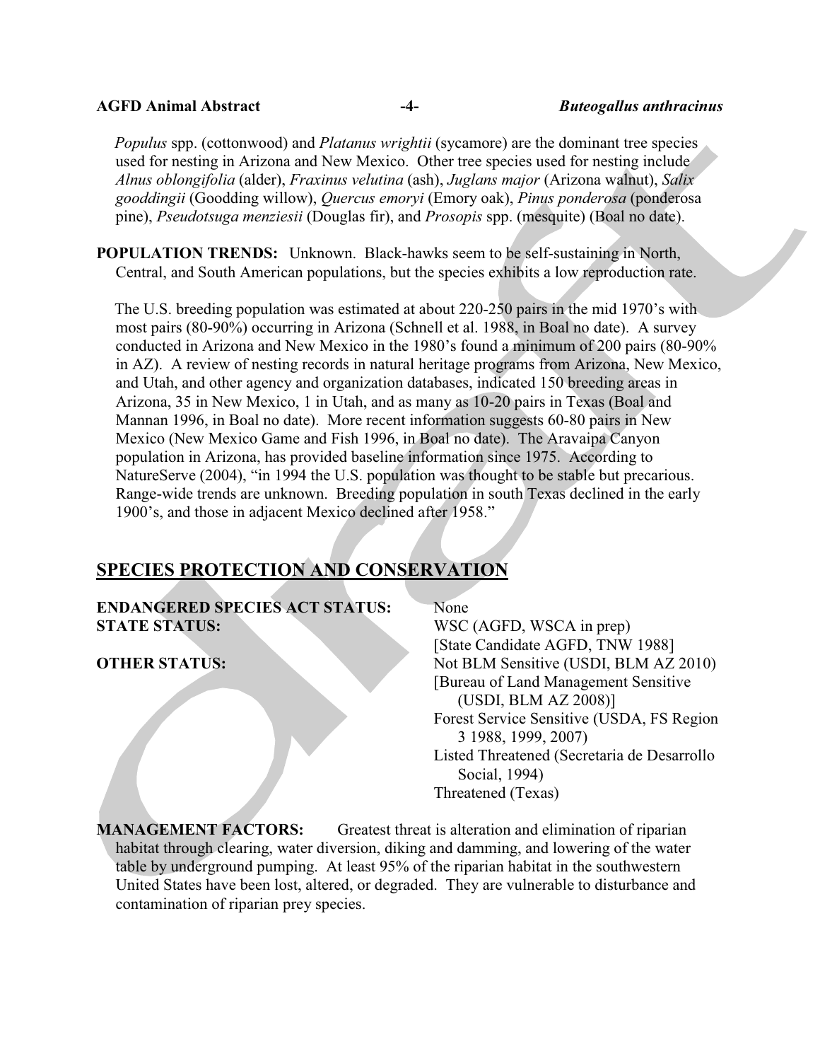*Populus* spp. (cottonwood) and *Platanus wrightii* (sycamore) are the dominant tree species used for nesting in Arizona and New Mexico. Other tree species used for nesting include *Alnus oblongifolia* (alder), *Fraxinus velutina* (ash), *Juglans major* (Arizona walnut), *Salix gooddingii* (Goodding willow), *Quercus emoryi* (Emory oak), *Pinus ponderosa* (ponderosa pine), *Pseudotsuga menziesii* (Douglas fir), and *Prosopis* spp. (mesquite) (Boal no date).

**POPULATION TRENDS:** Unknown. Black-hawks seem to be self-sustaining in North, Central, and South American populations, but the species exhibits a low reproduction rate.

The U.S. breeding population was estimated at about 220-250 pairs in the mid 1970's with most pairs (80-90%) occurring in Arizona (Schnell et al. 1988, in Boal no date). A survey conducted in Arizona and New Mexico in the 1980's found a minimum of 200 pairs (80-90% in AZ). A review of nesting records in natural heritage programs from Arizona, New Mexico, and Utah, and other agency and organization databases, indicated 150 breeding areas in Arizona, 35 in New Mexico, 1 in Utah, and as many as 10-20 pairs in Texas (Boal and Mannan 1996, in Boal no date). More recent information suggests 60-80 pairs in New Mexico (New Mexico Game and Fish 1996, in Boal no date). The Aravaipa Canyon population in Arizona, has provided baseline information since 1975. According to NatureServe (2004), "in 1994 the U.S. population was thought to be stable but precarious. Range-wide trends are unknown. Breeding population in south Texas declined in the early 1900's, and those in adjacent Mexico declined after 1958."

## SPECIES PROTECTION AND CONSERVATION

**ENDANGERED SPECIES ACT STATUS:** None

**STATE STATUS:** WSC (AGFD, WSCA in prep)
[State Candidate AGFD, TNW 1988]

**OTHER STATUS:** Not BLM Sensitive (USDI, BLM AZ 2010)
[Bureau of Land Management Sensitive (USDI, BLM AZ 2008)]
Forest Service Sensitive (USDA, FS Region 3 1988, 1999, 2007)
Listed Threatened (Secretaria de Desarrollo Social, 1994)
Threatened (Texas)

**MANAGEMENT FACTORS:** Greatest threat is alteration and elimination of riparian habitat through clearing, water diversion, diking and damming, and lowering of the water table by underground pumping. At least 95% of the riparian habitat in the southwestern United States have been lost, altered, or degraded. They are vulnerable to disturbance and contamination of riparian prey species.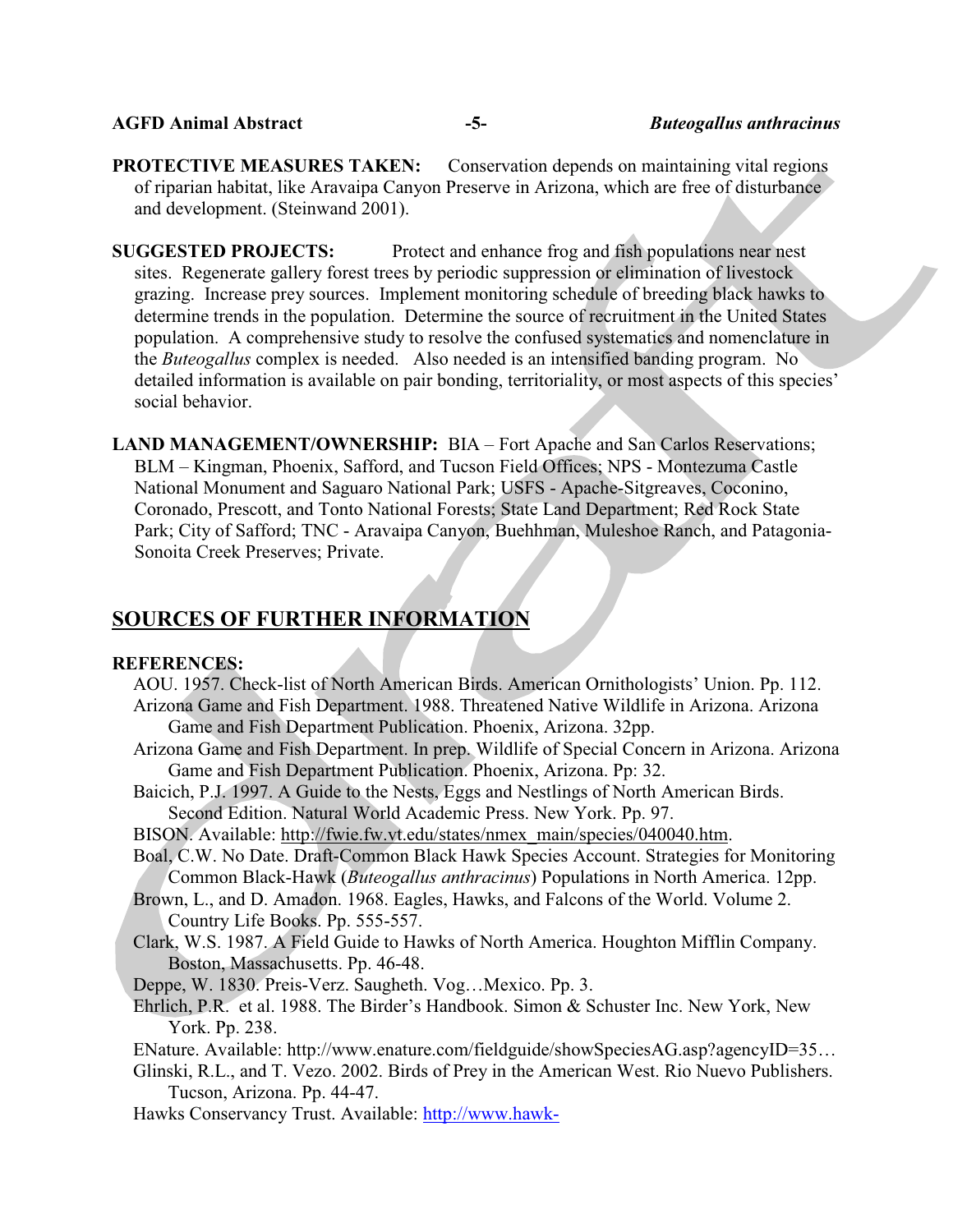**PROTECTIVE MEASURES TAKEN:** Conservation depends on maintaining vital regions of riparian habitat, like Aravaipa Canyon Preserve in Arizona, which are free of disturbance and development. (Steinwand 2001).

**SUGGESTED PROJECTS:** Protect and enhance frog and fish populations near nest sites. Regenerate gallery forest trees by periodic suppression or elimination of livestock grazing. Increase prey sources. Implement monitoring schedule of breeding black hawks to determine trends in the population. Determine the source of recruitment in the United States population. A comprehensive study to resolve the confused systematics and nomenclature in the *Buteogallus* complex is needed. Also needed is an intensified banding program. No detailed information is available on pair bonding, territoriality, or most aspects of this species' social behavior.

**LAND MANAGEMENT/OWNERSHIP:** BIA – Fort Apache and San Carlos Reservations; BLM – Kingman, Phoenix, Safford, and Tucson Field Offices; NPS - Montezuma Castle National Monument and Saguaro National Park; USFS - Apache-Sitgreaves, Coconino, Coronado, Prescott, and Tonto National Forests; State Land Department; Red Rock State Park; City of Safford; TNC - Aravaipa Canyon, Buehhman, Muleshoe Ranch, and Patagonia-Sonoita Creek Preserves; Private.

## SOURCES OF FURTHER INFORMATION

**REFERENCES:**

AOU. 1957. Check-list of North American Birds. American Ornithologists' Union. Pp. 112.

Arizona Game and Fish Department. 1988. Threatened Native Wildlife in Arizona. Arizona Game and Fish Department Publication. Phoenix, Arizona. 32pp.

Arizona Game and Fish Department. In prep. Wildlife of Special Concern in Arizona. Arizona Game and Fish Department Publication. Phoenix, Arizona. Pp: 32.

Baicich, P.J. 1997. A Guide to the Nests, Eggs and Nestlings of North American Birds. Second Edition. Natural World Academic Press. New York. Pp. 97.

BISON. Available: http://fwie.fw.vt.edu/states/nmex_main/species/040040.htm.

Boal, C.W. No Date. Draft-Common Black Hawk Species Account. Strategies for Monitoring Common Black-Hawk (*Buteogallus anthracinus*) Populations in North America. 12pp.

Brown, L., and D. Amadon. 1968. Eagles, Hawks, and Falcons of the World. Volume 2. Country Life Books. Pp. 555-557.

Clark, W.S. 1987. A Field Guide to Hawks of North America. Houghton Mifflin Company. Boston, Massachusetts. Pp. 46-48.

Deppe, W. 1830. Preis-Verz. Saugheth. Vog…Mexico. Pp. 3.

Ehrlich, P.R. et al. 1988. The Birder's Handbook. Simon & Schuster Inc. New York, New York. Pp. 238.

ENature. Available: http://www.enature.com/fieldguide/showSpeciesAG.asp?agencyID=35…

Glinski, R.L., and T. Vezo. 2002. Birds of Prey in the American West. Rio Nuevo Publishers. Tucson, Arizona. Pp. 44-47.

Hawks Conservancy Trust. Available: http://www.hawk-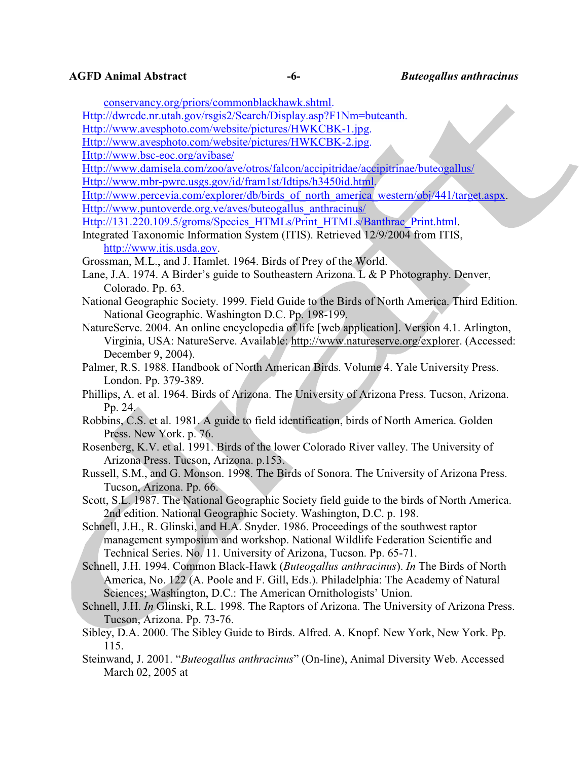conservancy.org/priors/commonblackhawk.shtml.

Http://dwrcdc.nr.utah.gov/rsgis2/Search/Display.asp?F1Nm=buteanth.

Http://www.avesphoto.com/website/pictures/HWKCBK-1.jpg.

Http://www.avesphoto.com/website/pictures/HWKCBK-2.jpg.

Http://www.bsc-eoc.org/avibase/

Http://www.damisela.com/zoo/ave/otros/falcon/accipitridae/accipitrinae/buteogallus/

Http://www.mbr-pwrc.usgs.gov/id/fram1st/Idtips/h3450id.html.

Http://www.percevia.com/explorer/db/birds_of_north_america_western/obj/441/target.aspx.

Http://www.puntoverde.org.ve/aves/buteogallus_anthracinus/

Http://131.220.109.5/groms/Species_HTMLs/Print_HTMLs/Banthrac_Print.html.

Integrated Taxonomic Information System (ITIS). Retrieved 12/9/2004 from ITIS, http://www.itis.usda.gov.

Grossman, M.L., and J. Hamlet. 1964. Birds of Prey of the World.

Lane, J.A. 1974. A Birder's guide to Southeastern Arizona. L & P Photography. Denver, Colorado. Pp. 63.

National Geographic Society. 1999. Field Guide to the Birds of North America. Third Edition. National Geographic. Washington D.C. Pp. 198-199.

NatureServe. 2004. An online encyclopedia of life [web application]. Version 4.1. Arlington, Virginia, USA: NatureServe. Available: http://www.natureserve.org/explorer. (Accessed: December 9, 2004).

Palmer, R.S. 1988. Handbook of North American Birds. Volume 4. Yale University Press. London. Pp. 379-389.

Phillips, A. et al. 1964. Birds of Arizona. The University of Arizona Press. Tucson, Arizona. Pp. 24.

Robbins, C.S. et al. 1981. A guide to field identification, birds of North America. Golden Press. New York. p. 76.

Rosenberg, K.V. et al. 1991. Birds of the lower Colorado River valley. The University of Arizona Press. Tucson, Arizona. p.153.

Russell, S.M., and G. Monson. 1998. The Birds of Sonora. The University of Arizona Press. Tucson, Arizona. Pp. 66.

Scott, S.L. 1987. The National Geographic Society field guide to the birds of North America. 2nd edition. National Geographic Society. Washington, D.C. p. 198.

Schnell, J.H., R. Glinski, and H.A. Snyder. 1986. Proceedings of the southwest raptor management symposium and workshop. National Wildlife Federation Scientific and Technical Series. No. 11. University of Arizona, Tucson. Pp. 65-71.

Schnell, J.H. 1994. Common Black-Hawk (*Buteogallus anthracinus*). *In* The Birds of North America, No. 122 (A. Poole and F. Gill, Eds.). Philadelphia: The Academy of Natural Sciences; Washington, D.C.: The American Ornithologists' Union.

Schnell, J.H. *In* Glinski, R.L. 1998. The Raptors of Arizona. The University of Arizona Press. Tucson, Arizona. Pp. 73-76.

Sibley, D.A. 2000. The Sibley Guide to Birds. Alfred. A. Knopf. New York, New York. Pp. 115.

Steinwand, J. 2001. "*Buteogallus anthracinus*" (On-line), Animal Diversity Web. Accessed March 02, 2005 at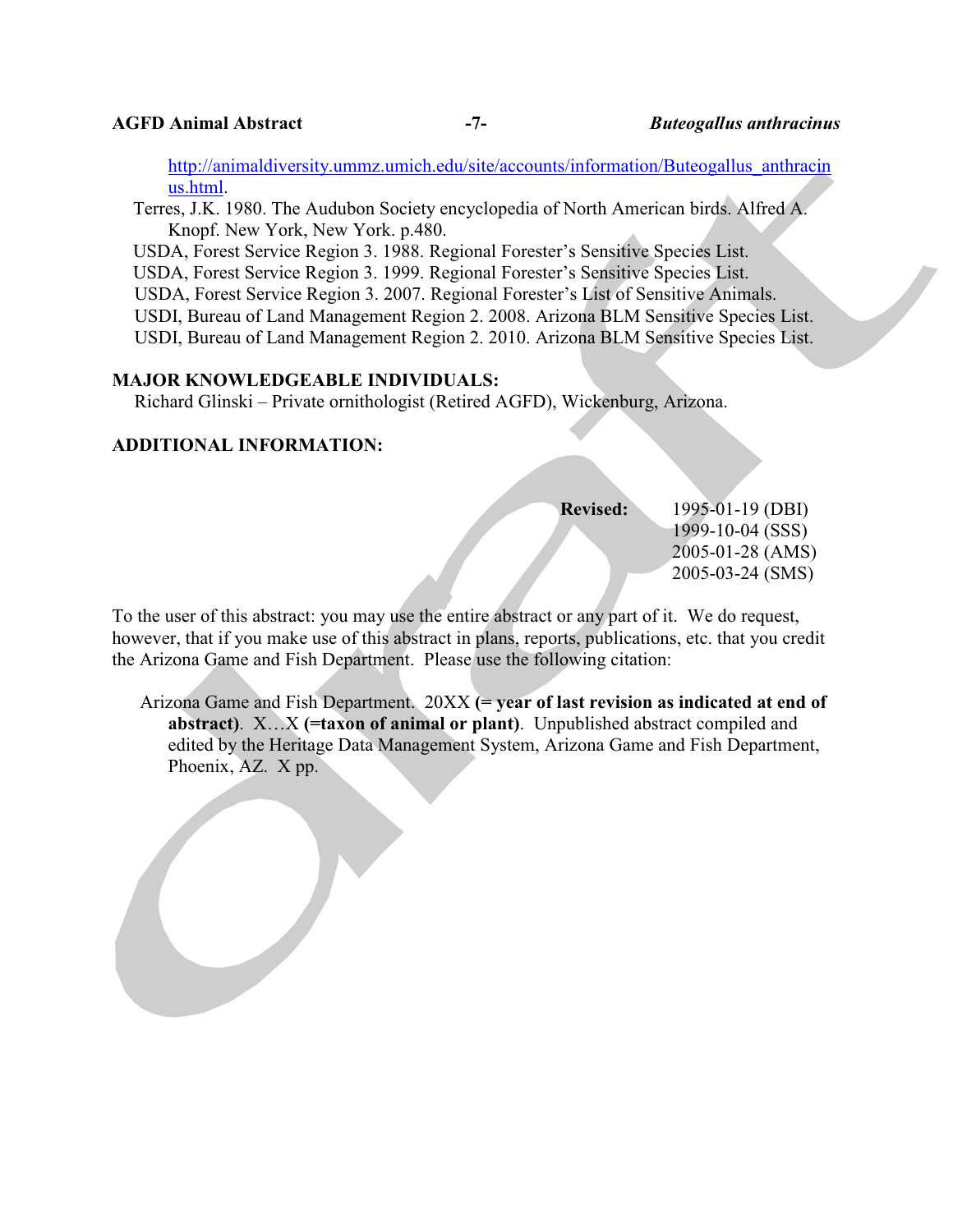http://animaldiversity.ummz.umich.edu/site/accounts/information/Buteogallus_anthracinus.html.

Terres, J.K. 1980. The Audubon Society encyclopedia of North American birds. Alfred A. Knopf. New York, New York. p.480.

USDA, Forest Service Region 3. 1988. Regional Forester's Sensitive Species List.

USDA, Forest Service Region 3. 1999. Regional Forester's Sensitive Species List.

USDA, Forest Service Region 3. 2007. Regional Forester's List of Sensitive Animals.

USDI, Bureau of Land Management Region 2. 2008. Arizona BLM Sensitive Species List.

USDI, Bureau of Land Management Region 2. 2010. Arizona BLM Sensitive Species List.

**MAJOR KNOWLEDGEABLE INDIVIDUALS:**

Richard Glinski – Private ornithologist (Retired AGFD), Wickenburg, Arizona.

**ADDITIONAL INFORMATION:**

**Revised:** 1995-01-19 (DBI)
1999-10-04 (SSS)
2005-01-28 (AMS)
2005-03-24 (SMS)

To the user of this abstract: you may use the entire abstract or any part of it. We do request, however, that if you make use of this abstract in plans, reports, publications, etc. that you credit the Arizona Game and Fish Department. Please use the following citation:

Arizona Game and Fish Department. 20XX **(= year of last revision as indicated at end of abstract)**. X…X **(=taxon of animal or plant)**. Unpublished abstract compiled and edited by the Heritage Data Management System, Arizona Game and Fish Department, Phoenix, AZ. X pp.